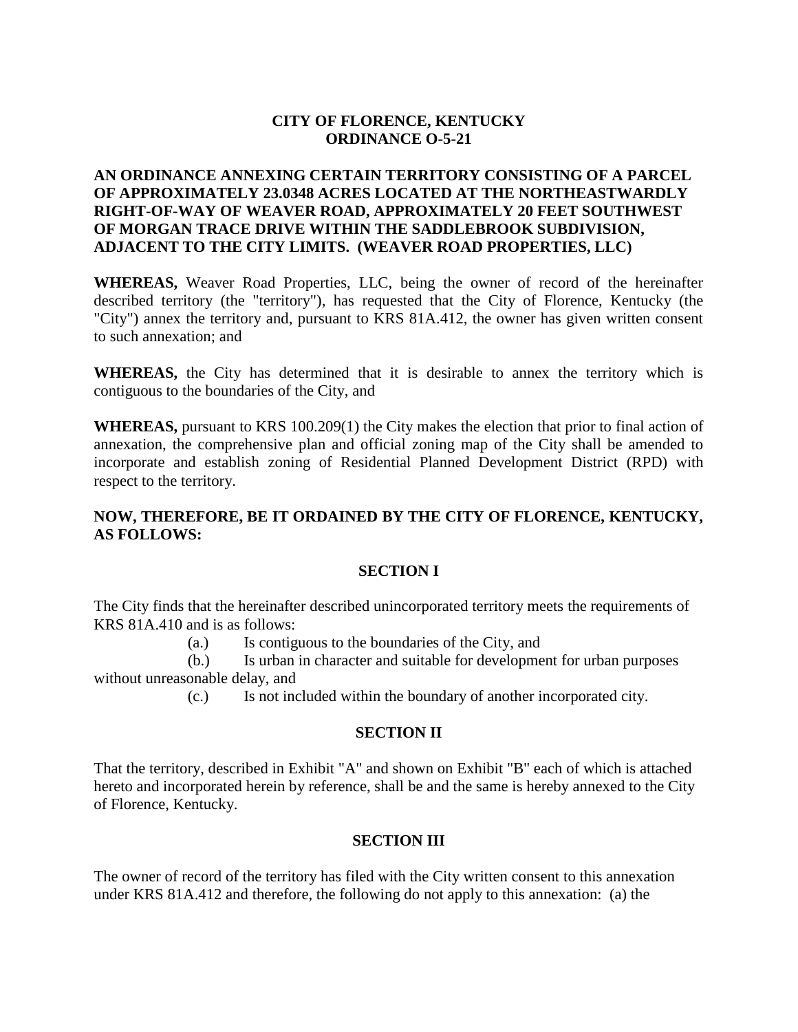**CITY OF FLORENCE, KENTUCKY**
**ORDINANCE O-5-21**

**AN ORDINANCE ANNEXING CERTAIN TERRITORY CONSISTING OF A PARCEL OF APPROXIMATELY 23.0348 ACRES LOCATED AT THE NORTHEASTWARDLY RIGHT-OF-WAY OF WEAVER ROAD, APPROXIMATELY 20 FEET SOUTHWEST OF MORGAN TRACE DRIVE WITHIN THE SADDLEBROOK SUBDIVISION, ADJACENT TO THE CITY LIMITS. (WEAVER ROAD PROPERTIES, LLC)**

**WHEREAS,** Weaver Road Properties, LLC, being the owner of record of the hereinafter described territory (the "territory"), has requested that the City of Florence, Kentucky (the "City") annex the territory and, pursuant to KRS 81A.412, the owner has given written consent to such annexation; and

**WHEREAS,** the City has determined that it is desirable to annex the territory which is contiguous to the boundaries of the City, and

**WHEREAS,** pursuant to KRS 100.209(1) the City makes the election that prior to final action of annexation, the comprehensive plan and official zoning map of the City shall be amended to incorporate and establish zoning of Residential Planned Development District (RPD) with respect to the territory.

**NOW, THEREFORE, BE IT ORDAINED BY THE CITY OF FLORENCE, KENTUCKY, AS FOLLOWS:**

**SECTION I**

The City finds that the hereinafter described unincorporated territory meets the requirements of KRS 81A.410 and is as follows:

(a.) Is contiguous to the boundaries of the City, and

(b.) Is urban in character and suitable for development for urban purposes without unreasonable delay, and

(c.) Is not included within the boundary of another incorporated city.

**SECTION II**

That the territory, described in Exhibit "A" and shown on Exhibit "B" each of which is attached hereto and incorporated herein by reference, shall be and the same is hereby annexed to the City of Florence, Kentucky.

**SECTION III**

The owner of record of the territory has filed with the City written consent to this annexation under KRS 81A.412 and therefore, the following do not apply to this annexation: (a) the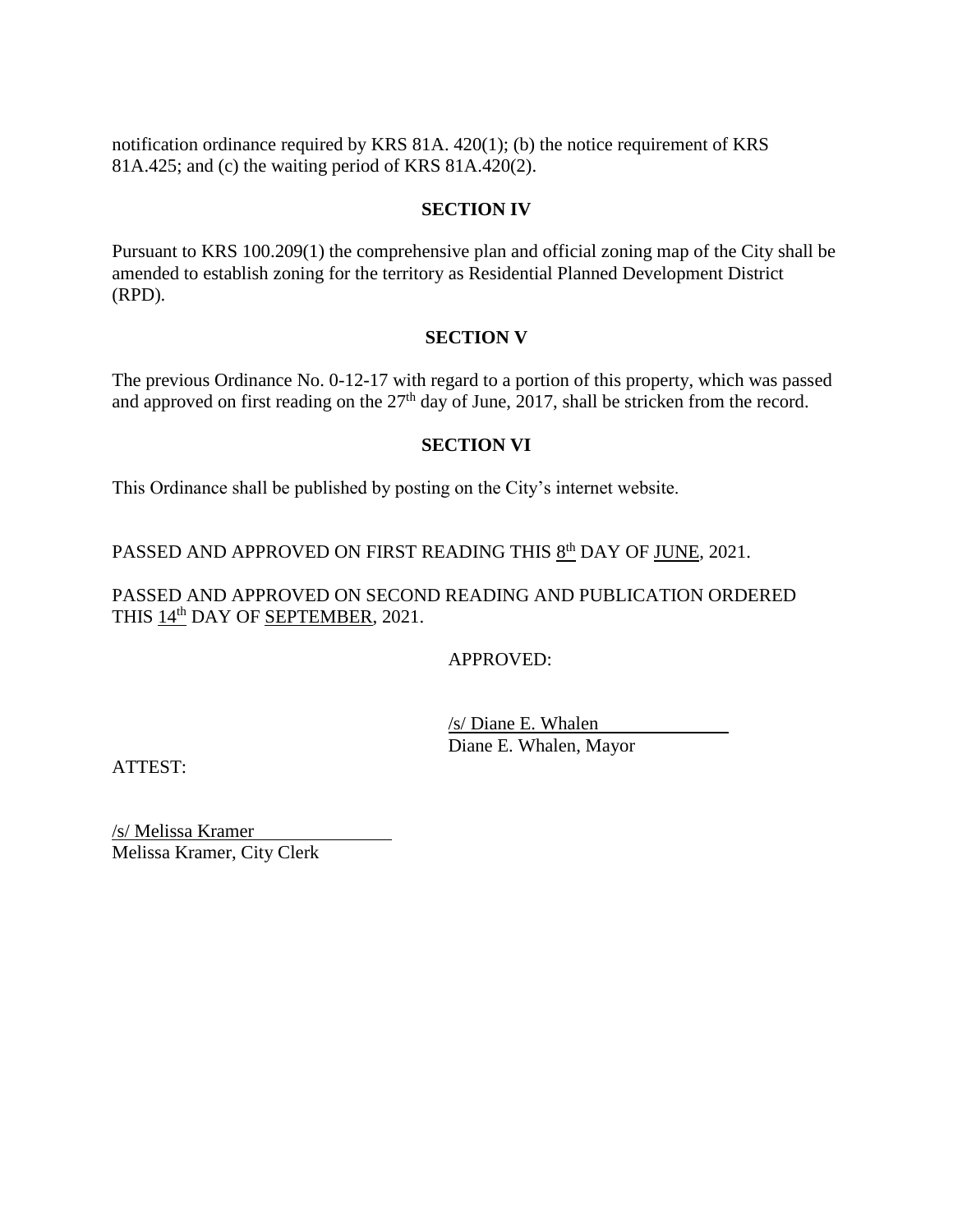notification ordinance required by KRS 81A. 420(1); (b) the notice requirement of KRS 81A.425; and (c) the waiting period of KRS 81A.420(2).

## SECTION IV

Pursuant to KRS 100.209(1) the comprehensive plan and official zoning map of the City shall be amended to establish zoning for the territory as Residential Planned Development District (RPD).

## SECTION V

The previous Ordinance No. 0-12-17 with regard to a portion of this property, which was passed and approved on first reading on the 27th day of June, 2017, shall be stricken from the record.

## SECTION VI

This Ordinance shall be published by posting on the City's internet website.

PASSED AND APPROVED ON FIRST READING THIS 8th DAY OF JUNE, 2021.

PASSED AND APPROVED ON SECOND READING AND PUBLICATION ORDERED THIS 14th DAY OF SEPTEMBER, 2021.

APPROVED:

/s/ Diane E. Whalen
Diane E. Whalen, Mayor

ATTEST:

/s/ Melissa Kramer
Melissa Kramer, City Clerk